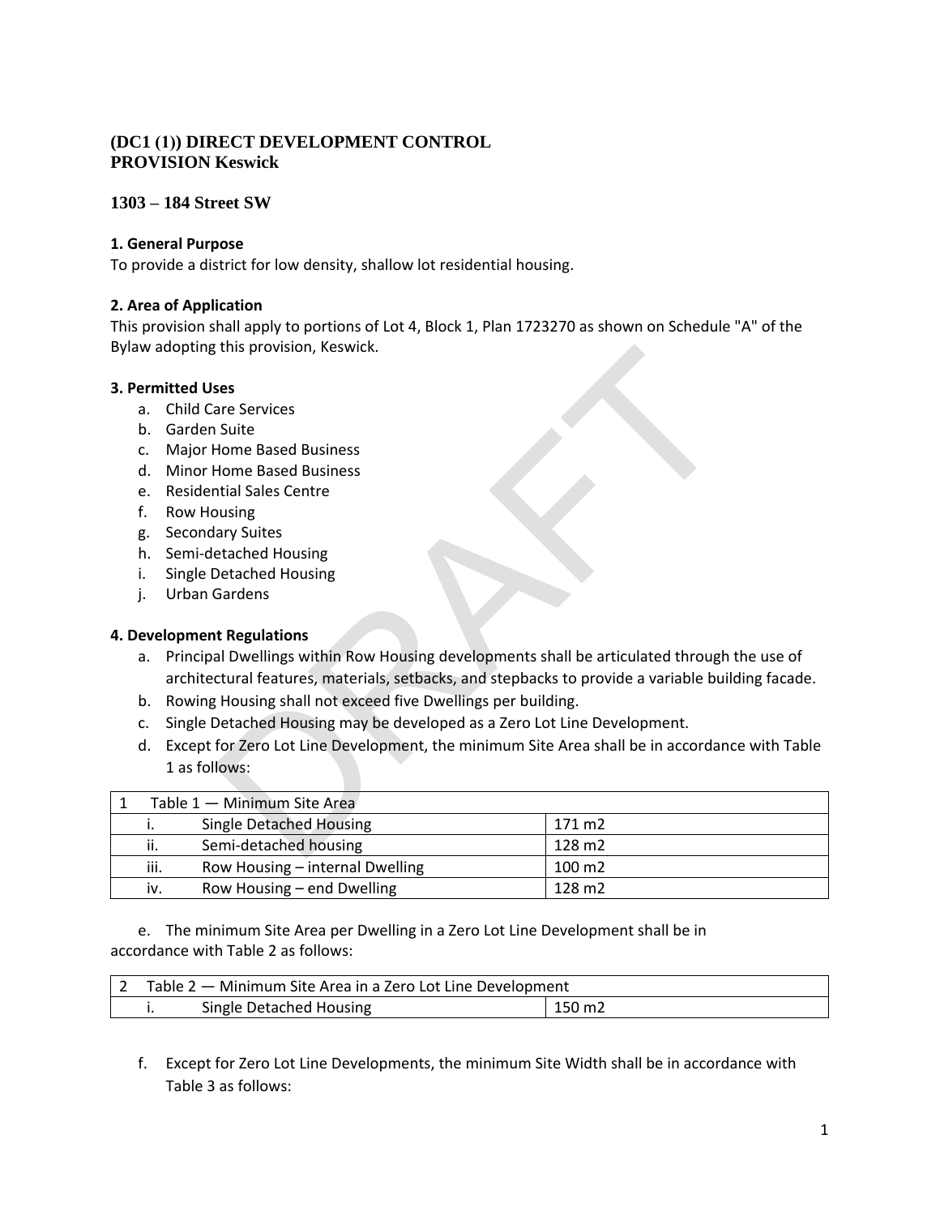# (DC1 (1)) DIRECT DEVELOPMENT CONTROL PROVISION Keswick

## 1303 – 184 Street SW

### 1. General Purpose

To provide a district for low density, shallow lot residential housing.

### 2. Area of Application

This provision shall apply to portions of Lot 4, Block 1, Plan 1723270 as shown on Schedule "A" of the Bylaw adopting this provision, Keswick.

### 3. Permitted Uses

a. Child Care Services
b. Garden Suite
c. Major Home Based Business
d. Minor Home Based Business
e. Residential Sales Centre
f. Row Housing
g. Secondary Suites
h. Semi-detached Housing
i. Single Detached Housing
j. Urban Gardens

### 4. Development Regulations

a. Principal Dwellings within Row Housing developments shall be articulated through the use of architectural features, materials, setbacks, and stepbacks to provide a variable building facade.

b. Rowing Housing shall not exceed five Dwellings per building.

c. Single Detached Housing may be developed as a Zero Lot Line Development.

d. Except for Zero Lot Line Development, the minimum Site Area shall be in accordance with Table 1 as follows:

| 1 | Table 1 — Minimum Site Area | |
|---|---|---|
| i. | Single Detached Housing | 171 m2 |
| ii. | Semi-detached housing | 128 m2 |
| iii. | Row Housing – internal Dwelling | 100 m2 |
| iv. | Row Housing – end Dwelling | 128 m2 |

e. The minimum Site Area per Dwelling in a Zero Lot Line Development shall be in accordance with Table 2 as follows:

| 2 | Table 2 — Minimum Site Area in a Zero Lot Line Development | |
|---|---|---|
| i. | Single Detached Housing | 150 m2 |

f. Except for Zero Lot Line Developments, the minimum Site Width shall be in accordance with Table 3 as follows: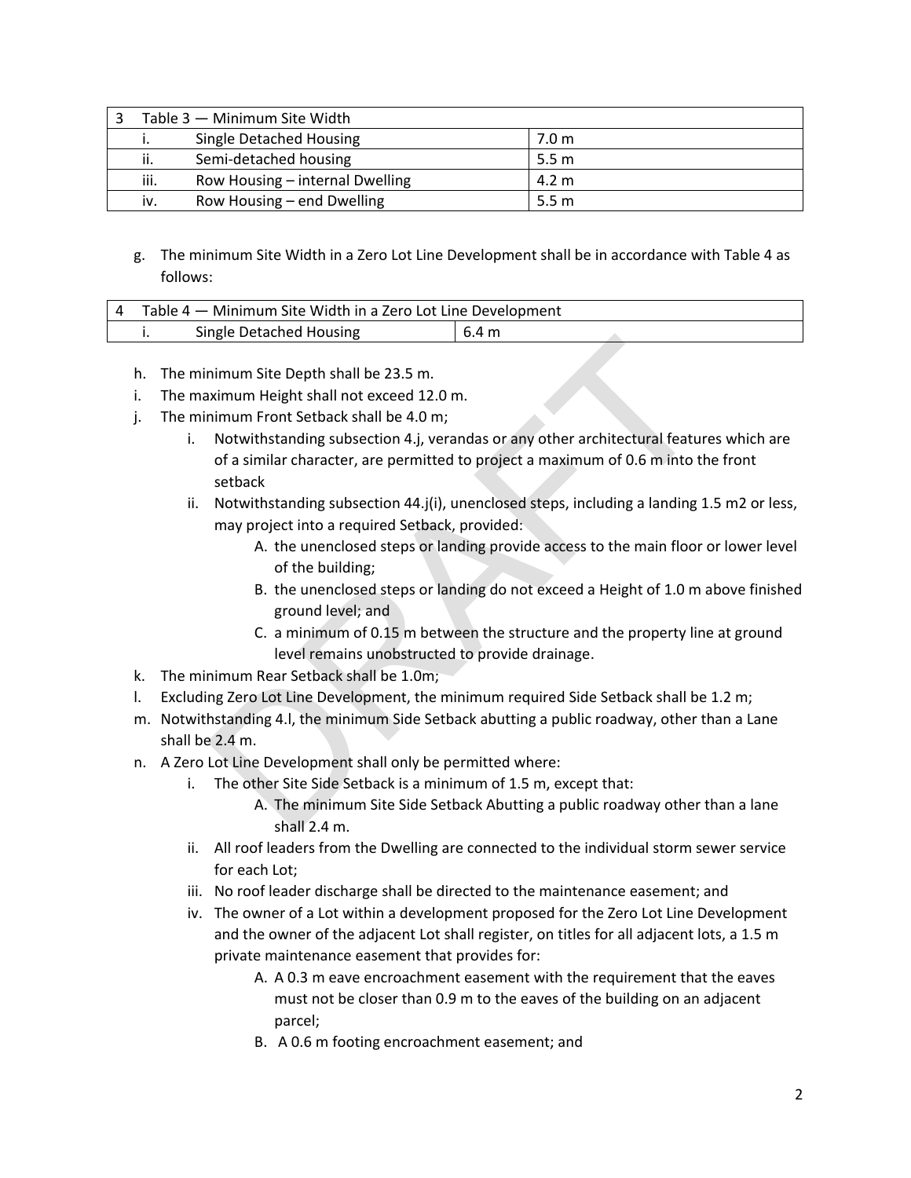| 3 | Table 3 — Minimum Site Width | |
|---|---|---|
| | i. Single Detached Housing | 7.0 m |
| | ii. Semi-detached housing | 5.5 m |
| | iii. Row Housing – internal Dwelling | 4.2 m |
| | iv. Row Housing – end Dwelling | 5.5 m |

g. The minimum Site Width in a Zero Lot Line Development shall be in accordance with Table 4 as follows:

| 4 | Table 4 — Minimum Site Width in a Zero Lot Line Development | |
|---|---|---|
| | i. Single Detached Housing | 6.4 m |

h. The minimum Site Depth shall be 23.5 m.

i. The maximum Height shall not exceed 12.0 m.

j. The minimum Front Setback shall be 4.0 m;

  i. Notwithstanding subsection 4.j, verandas or any other architectural features which are of a similar character, are permitted to project a maximum of 0.6 m into the front setback

  ii. Notwithstanding subsection 44.j(i), unenclosed steps, including a landing 1.5 m2 or less, may project into a required Setback, provided:

    A. the unenclosed steps or landing provide access to the main floor or lower level of the building;

    B. the unenclosed steps or landing do not exceed a Height of 1.0 m above finished ground level; and

    C. a minimum of 0.15 m between the structure and the property line at ground level remains unobstructed to provide drainage.

k. The minimum Rear Setback shall be 1.0m;

l. Excluding Zero Lot Line Development, the minimum required Side Setback shall be 1.2 m;

m. Notwithstanding 4.l, the minimum Side Setback abutting a public roadway, other than a Lane shall be 2.4 m.

n. A Zero Lot Line Development shall only be permitted where:

  i. The other Site Side Setback is a minimum of 1.5 m, except that:

    A. The minimum Site Side Setback Abutting a public roadway other than a lane shall 2.4 m.

  ii. All roof leaders from the Dwelling are connected to the individual storm sewer service for each Lot;

  iii. No roof leader discharge shall be directed to the maintenance easement; and

  iv. The owner of a Lot within a development proposed for the Zero Lot Line Development and the owner of the adjacent Lot shall register, on titles for all adjacent lots, a 1.5 m private maintenance easement that provides for:

    A. A 0.3 m eave encroachment easement with the requirement that the eaves must not be closer than 0.9 m to the eaves of the building on an adjacent parcel;

    B. A 0.6 m footing encroachment easement; and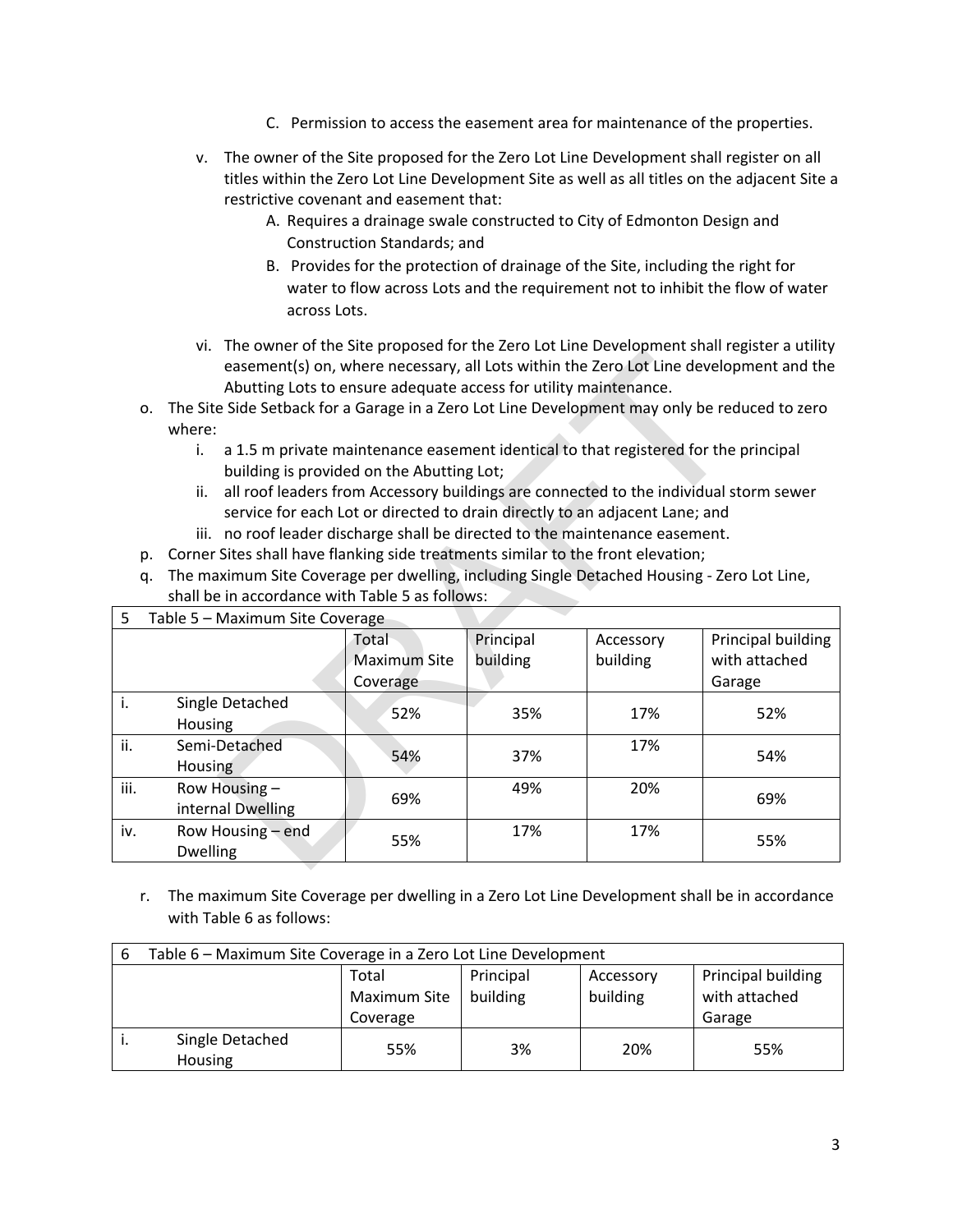C. Permission to access the easement area for maintenance of the properties.

v. The owner of the Site proposed for the Zero Lot Line Development shall register on all titles within the Zero Lot Line Development Site as well as all titles on the adjacent Site a restrictive covenant and easement that:

   A. Requires a drainage swale constructed to City of Edmonton Design and Construction Standards; and

   B. Provides for the protection of drainage of the Site, including the right for water to flow across Lots and the requirement not to inhibit the flow of water across Lots.

vi. The owner of the Site proposed for the Zero Lot Line Development shall register a utility easement(s) on, where necessary, all Lots within the Zero Lot Line development and the Abutting Lots to ensure adequate access for utility maintenance.

o. The Site Side Setback for a Garage in a Zero Lot Line Development may only be reduced to zero where:

   i. a 1.5 m private maintenance easement identical to that registered for the principal building is provided on the Abutting Lot;

   ii. all roof leaders from Accessory buildings are connected to the individual storm sewer service for each Lot or directed to drain directly to an adjacent Lane; and

   iii. no roof leader discharge shall be directed to the maintenance easement.

p. Corner Sites shall have flanking side treatments similar to the front elevation;

q. The maximum Site Coverage per dwelling, including Single Detached Housing - Zero Lot Line, shall be in accordance with Table 5 as follows:

| 5 | Table 5 – Maximum Site Coverage | | | | |
|---|---|---|---|---|---|
| | | Total Maximum Site Coverage | Principal building | Accessory building | Principal building with attached Garage |
| i. | Single Detached Housing | 52% | 35% | 17% | 52% |
| ii. | Semi-Detached Housing | 54% | 37% | 17% | 54% |
| iii. | Row Housing – internal Dwelling | 69% | 49% | 20% | 69% |
| iv. | Row Housing – end Dwelling | 55% | 17% | 17% | 55% |

r. The maximum Site Coverage per dwelling in a Zero Lot Line Development shall be in accordance with Table 6 as follows:

| 6 | Table 6 – Maximum Site Coverage in a Zero Lot Line Development | | | | |
|---|---|---|---|---|---|
| | | Total Maximum Site Coverage | Principal building | Accessory building | Principal building with attached Garage |
| i. | Single Detached Housing | 55% | 3% | 20% | 55% |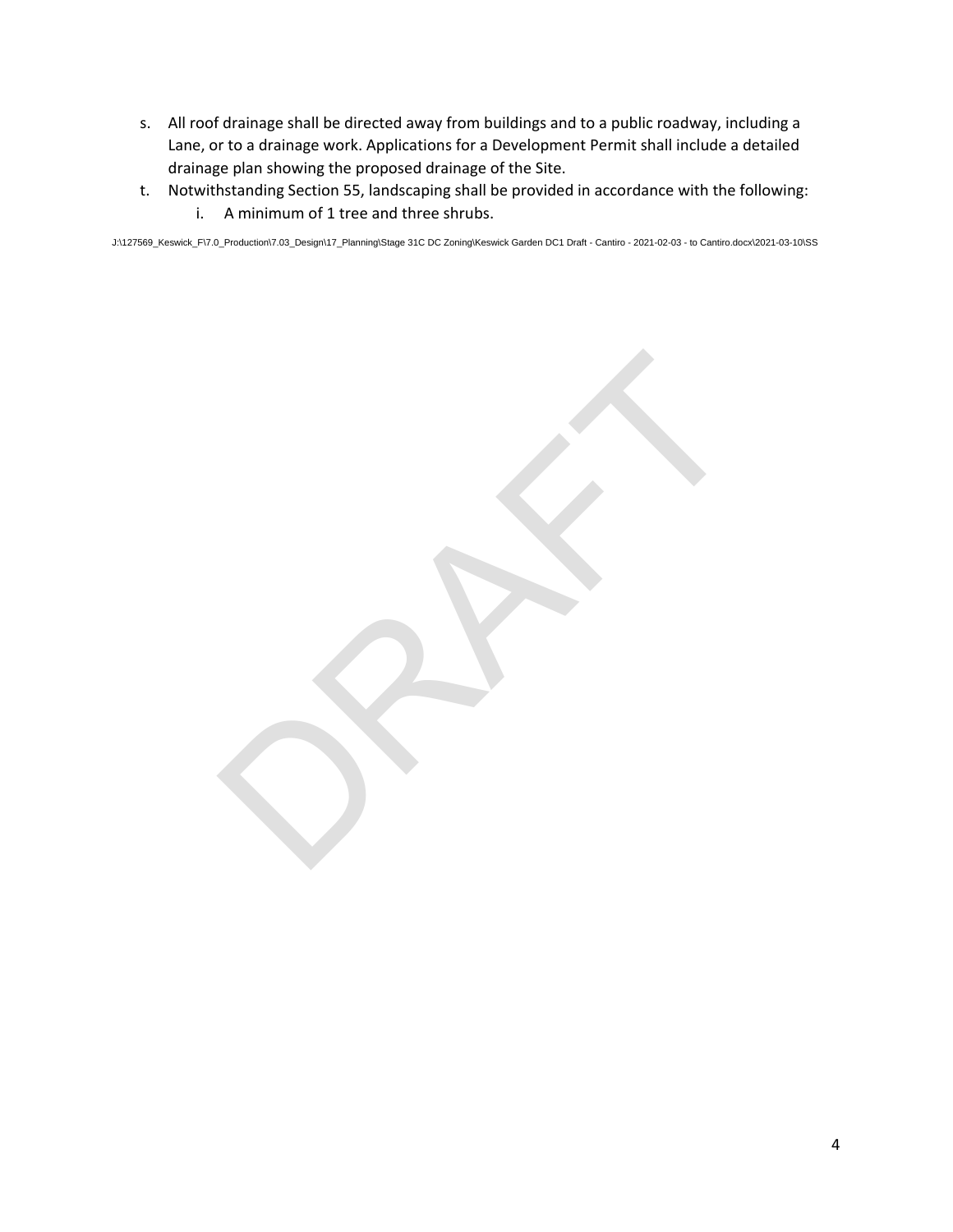s. All roof drainage shall be directed away from buildings and to a public roadway, including a Lane, or to a drainage work. Applications for a Development Permit shall include a detailed drainage plan showing the proposed drainage of the Site.

t. Notwithstanding Section 55, landscaping shall be provided in accordance with the following:

    i. A minimum of 1 tree and three shrubs.